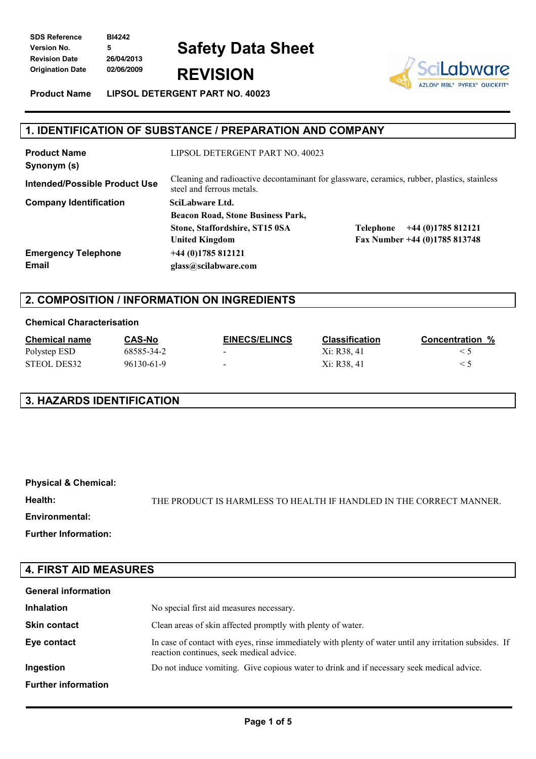| | |
|---|---|
| **SDS Reference** | BI4242 |
| **Version No.** | 5 |
| **Revision Date** | 26/04/2013 |
| **Origination Date** | 02/06/2009 |

# Safety Data Sheet

# REVISION

**Product Name** LIPSOL DETERGENT PART NO. 40023

## 1. IDENTIFICATION OF SUBSTANCE / PREPARATION AND COMPANY

**Product Name** LIPSOL DETERGENT PART NO. 40023

**Synonym (s)**

**Intended/Possible Product Use** Cleaning and radioactive decontaminant for glassware, ceramics, rubber, plastics, stainless steel and ferrous metals.

**Company Identification**
**SciLabware Ltd.**
**Beacon Road, Stone Business Park,**
**Stone, Staffordshire, ST15 0SA**
**United Kingdom**

**Telephone** +44 (0)1785 812121
**Fax Number** +44 (0)1785 813748

**Emergency Telephone** +44 (0)1785 812121

**Email** glass@scilabware.com

## 2. COMPOSITION / INFORMATION ON INGREDIENTS

**Chemical Characterisation**

| Chemical name | CAS-No | EINECS/ELINCS | Classification | Concentration % |
|---|---|---|---|---|
| Polystep ESD | 68585-34-2 | - | Xi: R38, 41 | < 5 |
| STEOL DES32 | 96130-61-9 | - | Xi: R38, 41 | < 5 |

## 3. HAZARDS IDENTIFICATION

**Physical & Chemical:**

**Health:** THE PRODUCT IS HARMLESS TO HEALTH IF HANDLED IN THE CORRECT MANNER.

**Environmental:**

**Further Information:**

## 4. FIRST AID MEASURES

**General information**

**Inhalation** No special first aid measures necessary.

**Skin contact** Clean areas of skin affected promptly with plenty of water.

**Eye contact** In case of contact with eyes, rinse immediately with plenty of water until any irritation subsides. If reaction continues, seek medical advice.

**Ingestion** Do not induce vomiting. Give copious water to drink and if necessary seek medical advice.

**Further information**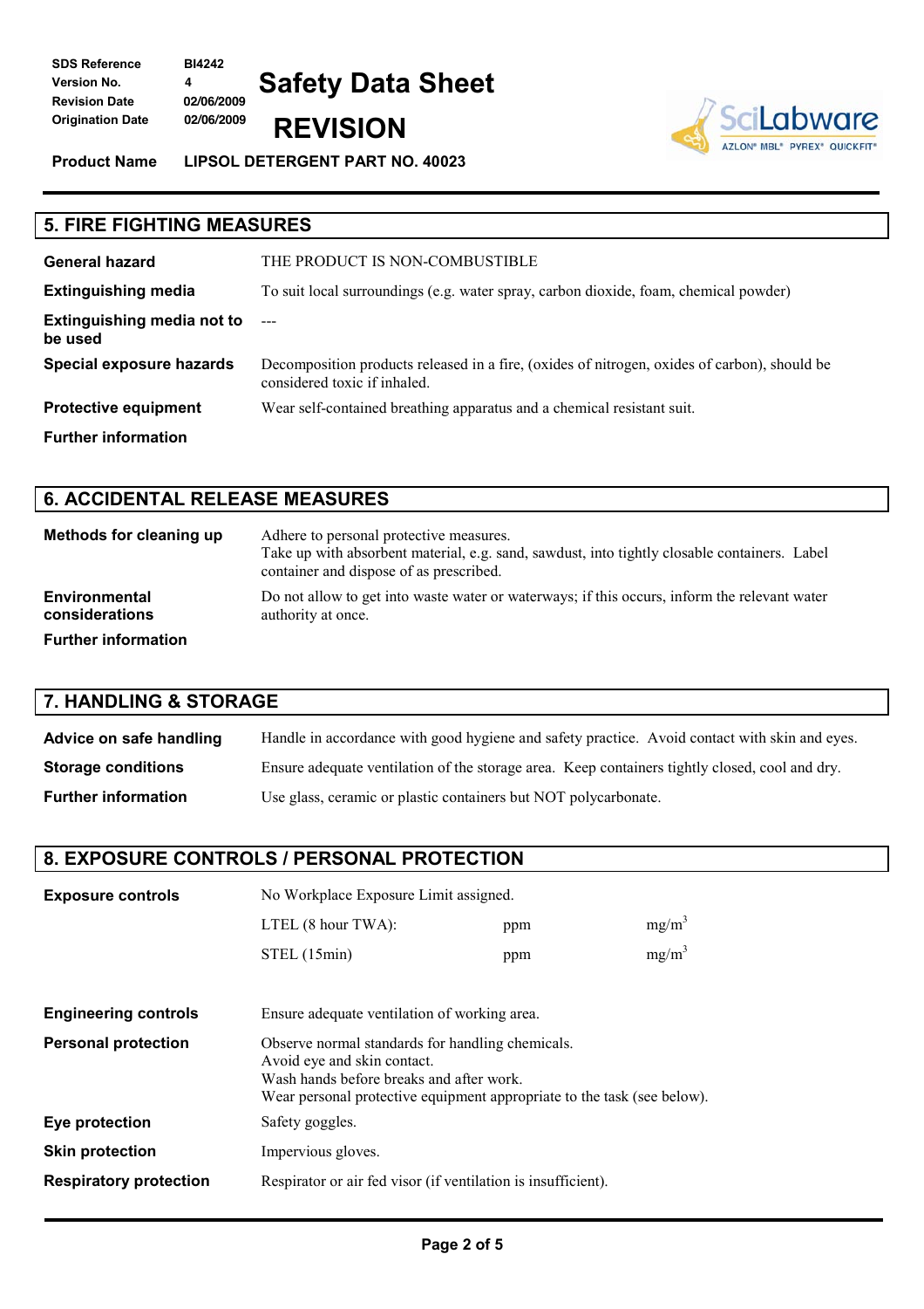## 5. FIRE FIGHTING MEASURES

| | |
|---|---|
| **General hazard** | THE PRODUCT IS NON-COMBUSTIBLE |
| **Extinguishing media** | To suit local surroundings (e.g. water spray, carbon dioxide, foam, chemical powder) |
| **Extinguishing media not to be used** | --- |
| **Special exposure hazards** | Decomposition products released in a fire, (oxides of nitrogen, oxides of carbon), should be considered toxic if inhaled. |
| **Protective equipment** | Wear self-contained breathing apparatus and a chemical resistant suit. |
| **Further information** | |

## 6. ACCIDENTAL RELEASE MEASURES

| | |
|---|---|
| **Methods for cleaning up** | Adhere to personal protective measures. Take up with absorbent material, e.g. sand, sawdust, into tightly closable containers. Label container and dispose of as prescribed. |
| **Environmental considerations** | Do not allow to get into waste water or waterways; if this occurs, inform the relevant water authority at once. |
| **Further information** | |

## 7. HANDLING & STORAGE

| | |
|---|---|
| **Advice on safe handling** | Handle in accordance with good hygiene and safety practice. Avoid contact with skin and eyes. |
| **Storage conditions** | Ensure adequate ventilation of the storage area. Keep containers tightly closed, cool and dry. |
| **Further information** | Use glass, ceramic or plastic containers but NOT polycarbonate. |

## 8. EXPOSURE CONTROLS / PERSONAL PROTECTION

**Exposure controls**

No Workplace Exposure Limit assigned.

| | | |
|---|---|---|
| LTEL (8 hour TWA): | ppm | $mg/m^3$ |
| STEL (15min) | ppm | $mg/m^3$ |

| | |
|---|---|
| **Engineering controls** | Ensure adequate ventilation of working area. |
| **Personal protection** | Observe normal standards for handling chemicals. Avoid eye and skin contact. Wash hands before breaks and after work. Wear personal protective equipment appropriate to the task (see below). |
| **Eye protection** | Safety goggles. |
| **Skin protection** | Impervious gloves. |
| **Respiratory protection** | Respirator or air fed visor (if ventilation is insufficient). |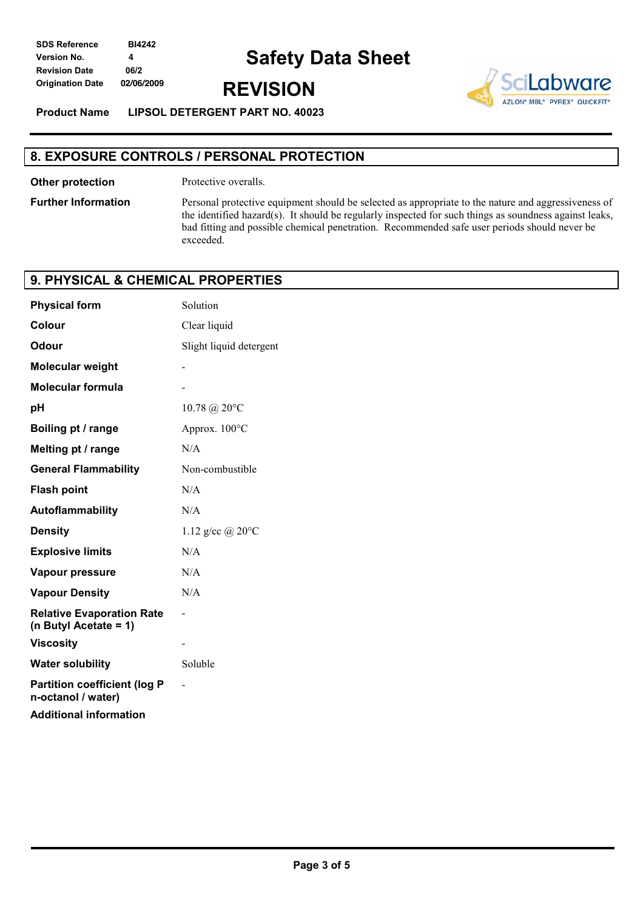## 8. EXPOSURE CONTROLS / PERSONAL PROTECTION

| | |
|---|---|
| **Other protection** | Protective overalls. |
| **Further Information** | Personal protective equipment should be selected as appropriate to the nature and aggressiveness of the identified hazard(s). It should be regularly inspected for such things as soundness against leaks, bad fitting and possible chemical penetration. Recommended safe user periods should never be exceeded. |

## 9. PHYSICAL & CHEMICAL PROPERTIES

| | |
|---|---|
| **Physical form** | Solution |
| **Colour** | Clear liquid |
| **Odour** | Slight liquid detergent |
| **Molecular weight** | - |
| **Molecular formula** | - |
| **pH** | 10.78 @ 20°C |
| **Boiling pt / range** | Approx. 100°C |
| **Melting pt / range** | N/A |
| **General Flammability** | Non-combustible |
| **Flash point** | N/A |
| **Autoflammability** | N/A |
| **Density** | 1.12 g/cc @ 20°C |
| **Explosive limits** | N/A |
| **Vapour pressure** | N/A |
| **Vapour Density** | N/A |
| **Relative Evaporation Rate (n Butyl Acetate = 1)** | - |
| **Viscosity** | - |
| **Water solubility** | Soluble |
| **Partition coefficient (log P n-octanol / water)** | - |
| **Additional information** | |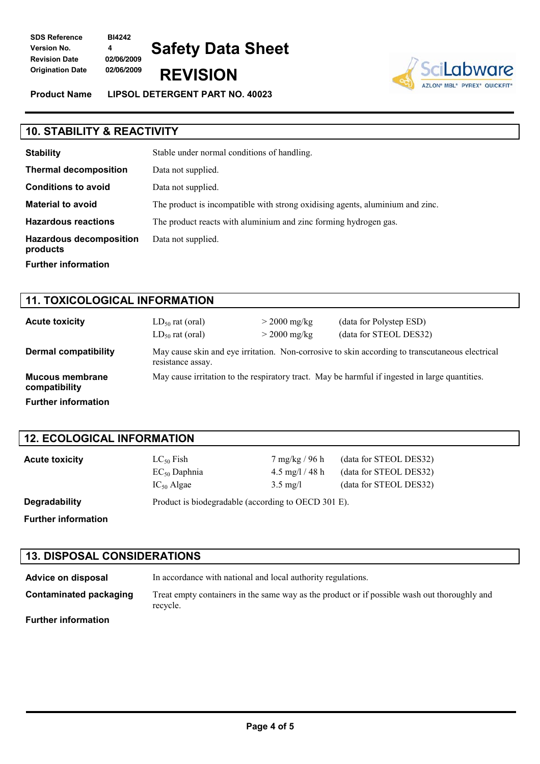## 10. STABILITY & REACTIVITY

| | |
|---|---|
| **Stability** | Stable under normal conditions of handling. |
| **Thermal decomposition** | Data not supplied. |
| **Conditions to avoid** | Data not supplied. |
| **Material to avoid** | The product is incompatible with strong oxidising agents, aluminium and zinc. |
| **Hazardous reactions** | The product reacts with aluminium and zinc forming hydrogen gas. |
| **Hazardous decomposition products** | Data not supplied. |
| **Further information** | |

## 11. TOXICOLOGICAL INFORMATION

| | | | |
|---|---|---|---|
| **Acute toxicity** | $LD_{50}$ rat (oral) | > 2000 mg/kg | (data for Polystep ESD) |
| | $LD_{50}$ rat (oral) | > 2000 mg/kg | (data for STEOL DES32) |
| **Dermal compatibility** | May cause skin and eye irritation. Non-corrosive to skin according to transcutaneous electrical resistance assay. | | |
| **Mucous membrane compatibility** | May cause irritation to the respiratory tract. May be harmful if ingested in large quantities. | | |
| **Further information** | | | |

## 12. ECOLOGICAL INFORMATION

| | | | |
|---|---|---|---|
| **Acute toxicity** | $LC_{50}$ Fish | 7 mg/kg / 96 h | (data for STEOL DES32) |
| | $EC_{50}$ Daphnia | 4.5 mg/l / 48 h | (data for STEOL DES32) |
| | $IC_{50}$ Algae | 3.5 mg/l | (data for STEOL DES32) |
| **Degradability** | Product is biodegradable (according to OECD 301 E). | | |
| **Further information** | | | |

## 13. DISPOSAL CONSIDERATIONS

| | |
|---|---|
| **Advice on disposal** | In accordance with national and local authority regulations. |
| **Contaminated packaging** | Treat empty containers in the same way as the product or if possible wash out thoroughly and recycle. |
| **Further information** | |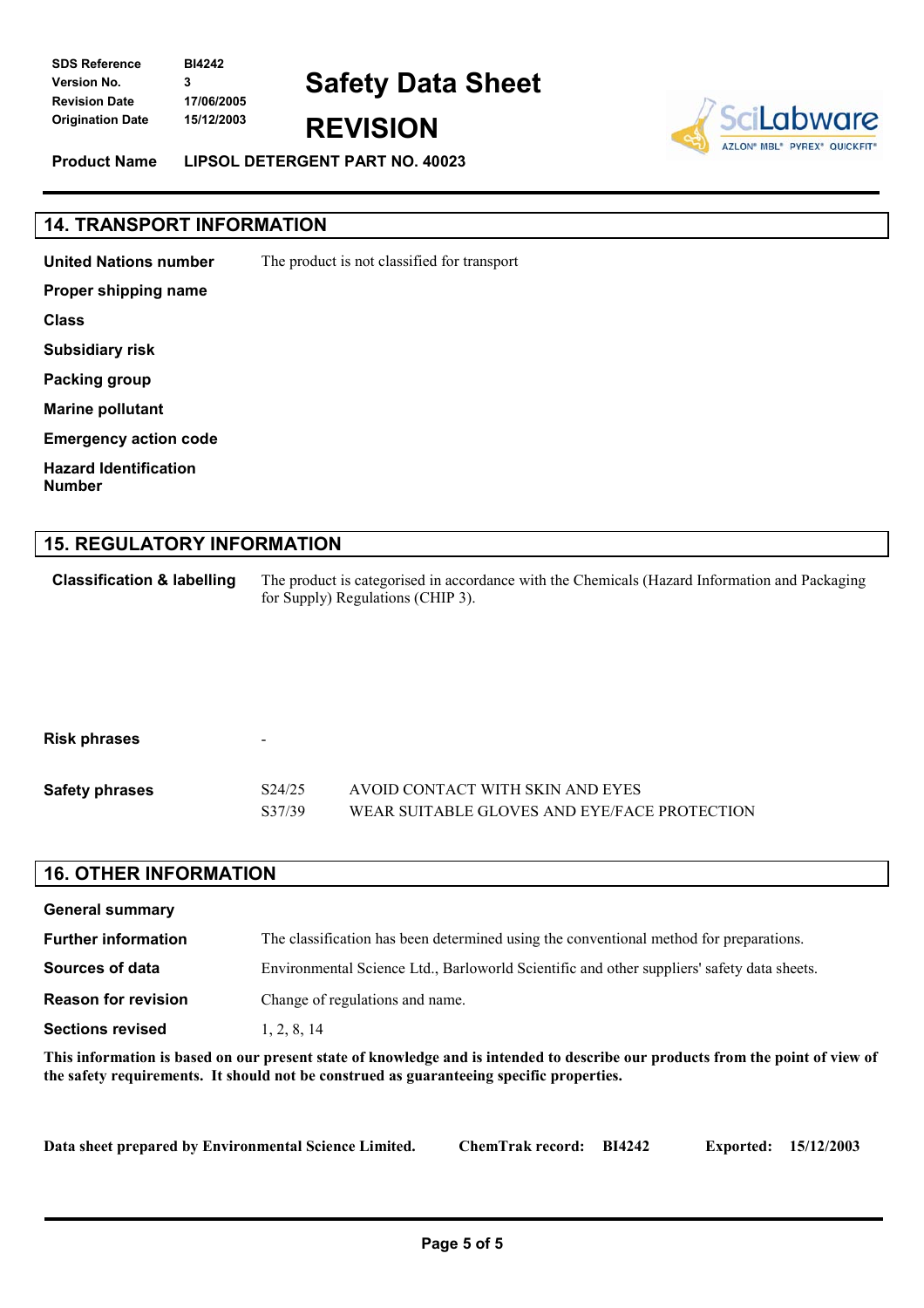## 14. TRANSPORT INFORMATION

| | |
|---|---|
| **United Nations number** | The product is not classified for transport |
| **Proper shipping name** | |
| **Class** | |
| **Subsidiary risk** | |
| **Packing group** | |
| **Marine pollutant** | |
| **Emergency action code** | |
| **Hazard Identification Number** | |

## 15. REGULATORY INFORMATION

**Classification & labelling** The product is categorised in accordance with the Chemicals (Hazard Information and Packaging for Supply) Regulations (CHIP 3).

**Risk phrases** -

| | | |
|---|---|---|
| **Safety phrases** | S24/25 | AVOID CONTACT WITH SKIN AND EYES |
| | S37/39 | WEAR SUITABLE GLOVES AND EYE/FACE PROTECTION |

## 16. OTHER INFORMATION

| | |
|---|---|
| **General summary** | |
| **Further information** | The classification has been determined using the conventional method for preparations. |
| **Sources of data** | Environmental Science Ltd., Barloworld Scientific and other suppliers' safety data sheets. |
| **Reason for revision** | Change of regulations and name. |
| **Sections revised** | 1, 2, 8, 14 |

**This information is based on our present state of knowledge and is intended to describe our products from the point of view of the safety requirements. It should not be construed as guaranteeing specific properties.**

**Data sheet prepared by Environmental Science Limited. ChemTrak record: BI4242 Exported: 15/12/2003**